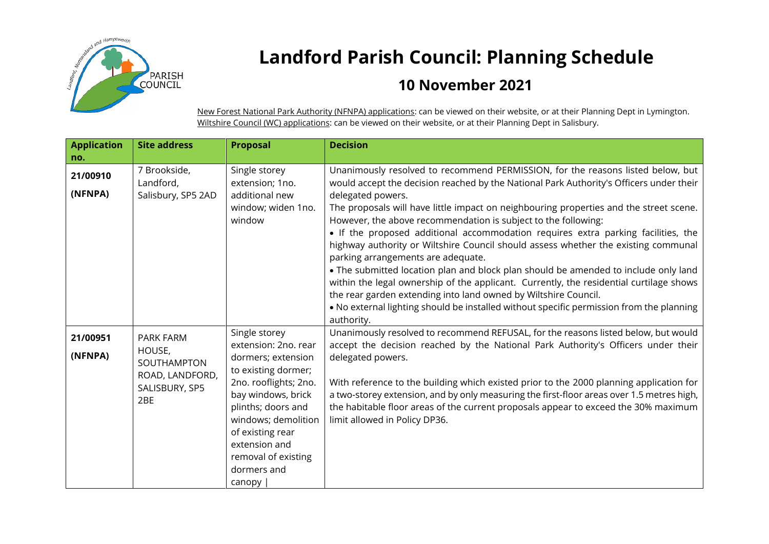# Landford Parish Council: Planning Schedule

## 10 November 2021

New Forest National Park Authority (NFNPA) applications: can be viewed on their website, or at their Planning Dept in Lymington.
Wiltshire Council (WC) applications: can be viewed on their website, or at their Planning Dept in Salisbury.

| Application no. | Site address | Proposal | Decision |
|---|---|---|---|
| 21/00910 (NFNPA) | 7 Brookside, Landford, Salisbury, SP5 2AD | Single storey extension; 1no. additional new window; widen 1no. window | Unanimously resolved to recommend PERMISSION, for the reasons listed below, but would accept the decision reached by the National Park Authority's Officers under their delegated powers.<br>The proposals will have little impact on neighbouring properties and the street scene. However, the above recommendation is subject to the following:<br>• If the proposed additional accommodation requires extra parking facilities, the highway authority or Wiltshire Council should assess whether the existing communal parking arrangements are adequate.<br>• The submitted location plan and block plan should be amended to include only land within the legal ownership of the applicant. Currently, the residential curtilage shows the rear garden extending into land owned by Wiltshire Council.<br>• No external lighting should be installed without specific permission from the planning authority. |
| 21/00951 (NFNPA) | PARK FARM HOUSE, SOUTHAMPTON ROAD, LANDFORD, SALISBURY, SP5 2BE | Single storey extension: 2no. rear dormers; extension to existing dormer; 2no. rooflights; 2no. bay windows, brick plinths; doors and windows; demolition of existing rear extension and removal of existing dormers and canopy | | Unanimously resolved to recommend REFUSAL, for the reasons listed below, but would accept the decision reached by the National Park Authority's Officers under their delegated powers.<br><br>With reference to the building which existed prior to the 2000 planning application for a two-storey extension, and by only measuring the first-floor areas over 1.5 metres high, the habitable floor areas of the current proposals appear to exceed the 30% maximum limit allowed in Policy DP36. |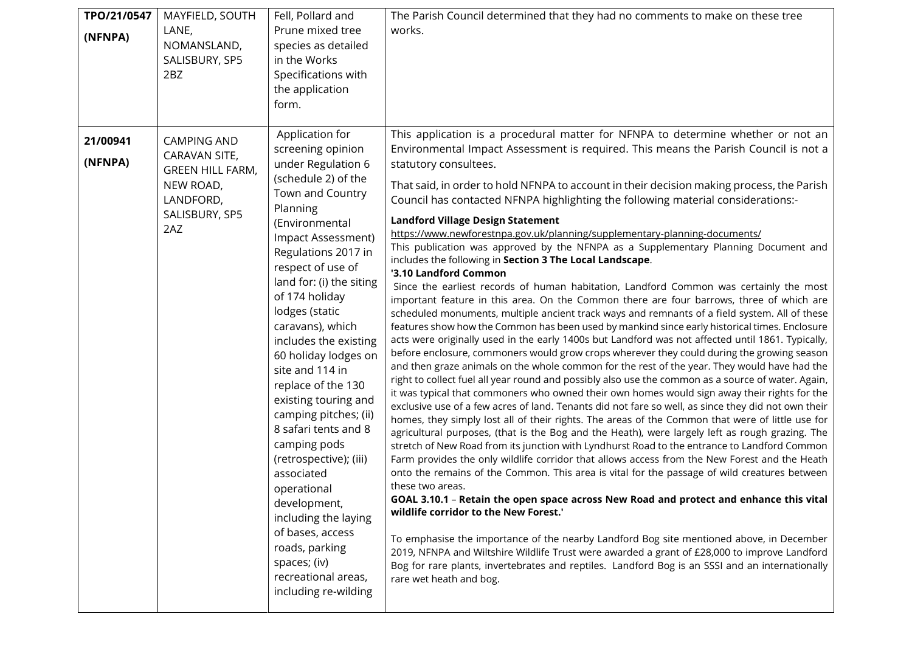| | | | |
|---|---|---|---|
| **TPO/21/0547 (NFNPA)** | MAYFIELD, SOUTH LANE, NOMANSLAND, SALISBURY, SP5 2BZ | Fell, Pollard and Prune mixed tree species as detailed in the Works Specifications with the application form. | The Parish Council determined that they had no comments to make on these tree works. |
| **21/00941 (NFNPA)** | CAMPING AND CARAVAN SITE, GREEN HILL FARM, NEW ROAD, LANDFORD, SALISBURY, SP5 2AZ | Application for screening opinion under Regulation 6 (schedule 2) of the Town and Country Planning (Environmental Impact Assessment) Regulations 2017 in respect of use of land for: (i) the siting of 174 holiday lodges (static caravans), which includes the existing 60 holiday lodges on site and 114 in replace of the 130 existing touring and camping pitches; (ii) 8 safari tents and 8 camping pods (retrospective); (iii) associated operational development, including the laying of bases, access roads, parking spaces; (iv) recreational areas, including re-wilding | This application is a procedural matter for NFNPA to determine whether or not an Environmental Impact Assessment is required. This means the Parish Council is not a statutory consultees.<br><br>That said, in order to hold NFNPA to account in their decision making process, the Parish Council has contacted NFNPA highlighting the following material considerations:-<br><br>**Landford Village Design Statement**<br>https://www.newforestnpa.gov.uk/planning/supplementary-planning-documents/<br>This publication was approved by the NFNPA as a Supplementary Planning Document and includes the following in **Section 3 The Local Landscape**.<br>**'3.10 Landford Common**<br>Since the earliest records of human habitation, Landford Common was certainly the most important feature in this area. On the Common there are four barrows, three of which are scheduled monuments, multiple ancient track ways and remnants of a field system. All of these features show how the Common has been used by mankind since early historical times. Enclosure acts were originally used in the early 1400s but Landford was not affected until 1861. Typically, before enclosure, commoners would grow crops wherever they could during the growing season and then graze animals on the whole common for the rest of the year. They would have had the right to collect fuel all year round and possibly also use the common as a source of water. Again, it was typical that commoners who owned their own homes would sign away their rights for the exclusive use of a few acres of land. Tenants did not fare so well, as since they did not own their homes, they simply lost all of their rights. The areas of the Common that were of little use for agricultural purposes, (that is the Bog and the Heath), were largely left as rough grazing. The stretch of New Road from its junction with Lyndhurst Road to the entrance to Landford Common Farm provides the only wildlife corridor that allows access from the New Forest and the Heath onto the remains of the Common. This area is vital for the passage of wild creatures between these two areas.<br>**GOAL 3.10.1 – Retain the open space across New Road and protect and enhance this vital wildlife corridor to the New Forest.'**<br><br>To emphasise the importance of the nearby Landford Bog site mentioned above, in December 2019, NFNPA and Wiltshire Wildlife Trust were awarded a grant of £28,000 to improve Landford Bog for rare plants, invertebrates and reptiles. Landford Bog is an SSSI and an internationally rare wet heath and bog. |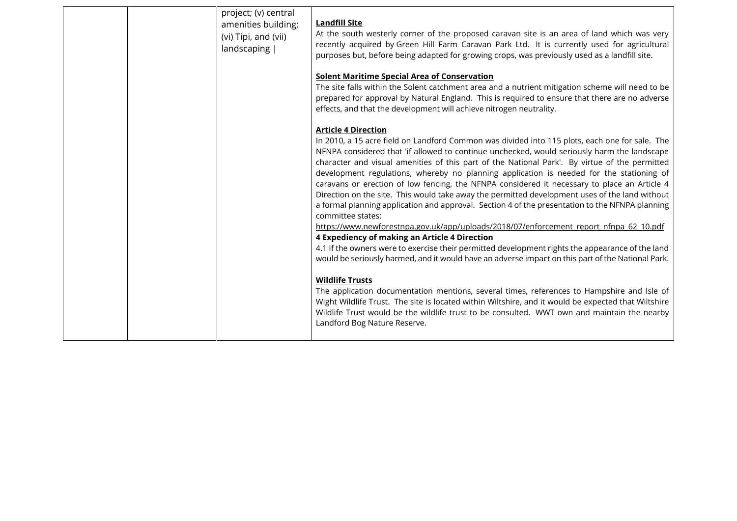| | | | |
|---|---|---|---|
| | | project; (v) central amenities building; (vi) Tipi, and (vii) landscaping \| | **Landfill Site**<br>At the south westerly corner of the proposed caravan site is an area of land which was very recently acquired by Green Hill Farm Caravan Park Ltd. It is currently used for agricultural purposes but, before being adapted for growing crops, was previously used as a landfill site.<br><br>**Solent Maritime Special Area of Conservation**<br>The site falls within the Solent catchment area and a nutrient mitigation scheme will need to be prepared for approval by Natural England. This is required to ensure that there are no adverse effects, and that the development will achieve nitrogen neutrality.<br><br>**Article 4 Direction**<br>In 2010, a 15 acre field on Landford Common was divided into 115 plots, each one for sale. The NFNPA considered that 'if allowed to continue unchecked, would seriously harm the landscape character and visual amenities of this part of the National Park'. By virtue of the permitted development regulations, whereby no planning application is needed for the stationing of caravans or erection of low fencing, the NFNPA considered it necessary to place an Article 4 Direction on the site. This would take away the permitted development uses of the land without a formal planning application and approval. Section 4 of the presentation to the NFNPA planning committee states:<br>https://www.newforestnpa.gov.uk/app/uploads/2018/07/enforcement_report_nfnpa_62_10.pdf<br>**4 Expediency of making an Article 4 Direction**<br>4.1 If the owners were to exercise their permitted development rights the appearance of the land would be seriously harmed, and it would have an adverse impact on this part of the National Park.<br><br>**Wildlife Trusts**<br>The application documentation mentions, several times, references to Hampshire and Isle of Wight Wildlife Trust. The site is located within Wiltshire, and it would be expected that Wiltshire Wildlife Trust would be the wildlife trust to be consulted. WWT own and maintain the nearby Landford Bog Nature Reserve. |